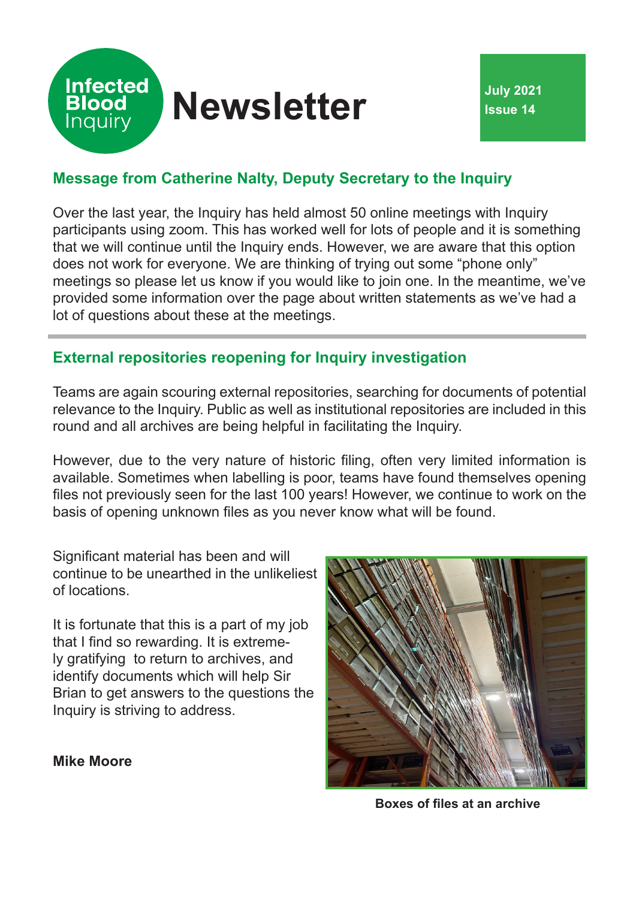# Infected Blood Inquiry Newsletter

**July 2021**
**Issue 14**

## Message from Catherine Nalty, Deputy Secretary to the Inquiry

Over the last year, the Inquiry has held almost 50 online meetings with Inquiry participants using zoom. This has worked well for lots of people and it is something that we will continue until the Inquiry ends. However, we are aware that this option does not work for everyone. We are thinking of trying out some "phone only" meetings so please let us know if you would like to join one. In the meantime, we've provided some information over the page about written statements as we've had a lot of questions about these at the meetings.

---

## External repositories reopening for Inquiry investigation

Teams are again scouring external repositories, searching for documents of potential relevance to the Inquiry. Public as well as institutional repositories are included in this round and all archives are being helpful in facilitating the Inquiry.

However, due to the very nature of historic filing, often very limited information is available. Sometimes when labelling is poor, teams have found themselves opening files not previously seen for the last 100 years! However, we continue to work on the basis of opening unknown files as you never know what will be found.

Significant material has been and will continue to be unearthed in the unlikeliest of locations.

It is fortunate that this is a part of my job that I find so rewarding. It is extremely gratifying to return to archives, and identify documents which will help Sir Brian to get answers to the questions the Inquiry is striving to address.

**Mike Moore**

**Boxes of files at an archive**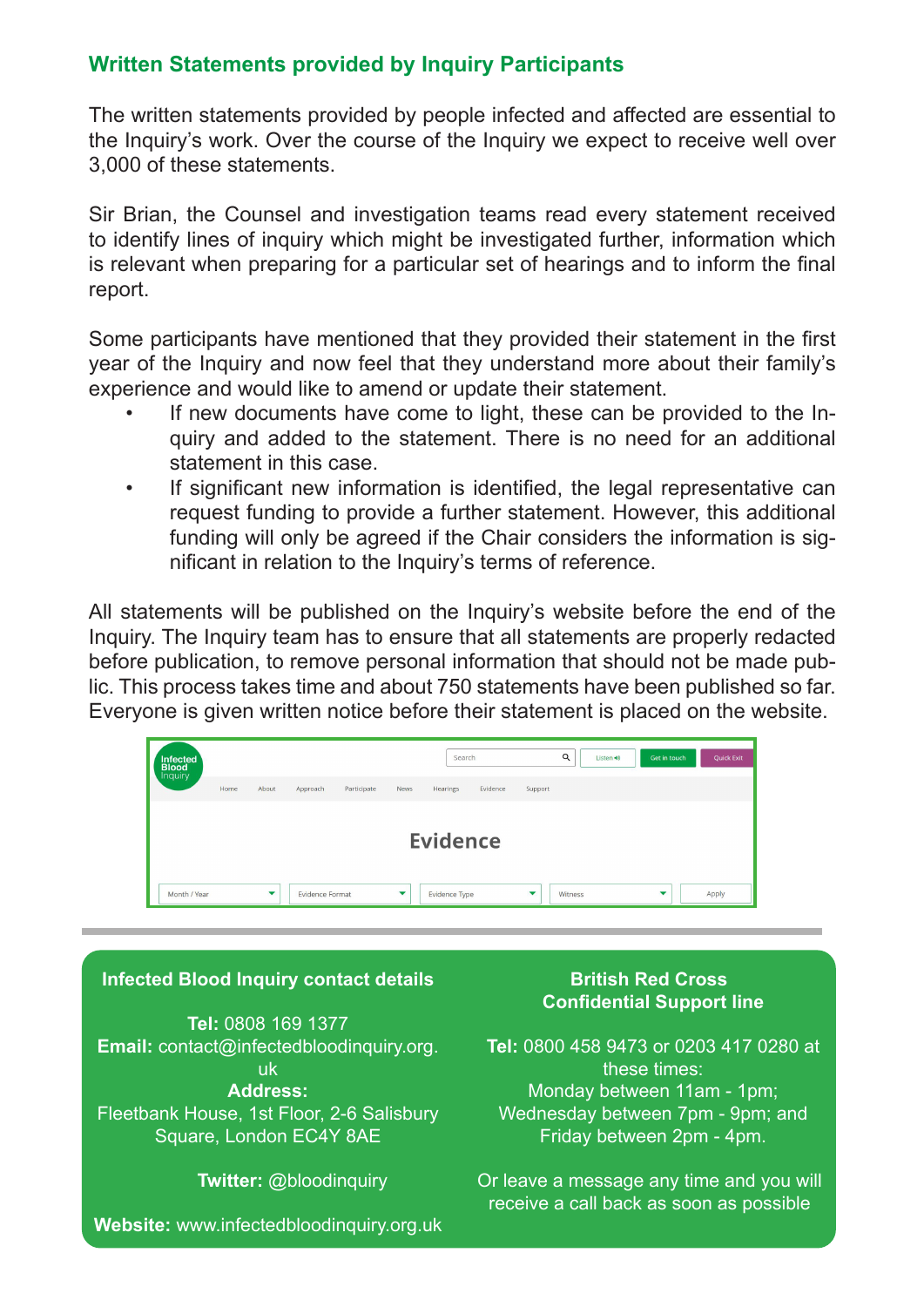## Written Statements provided by Inquiry Participants

The written statements provided by people infected and affected are essential to the Inquiry's work. Over the course of the Inquiry we expect to receive well over 3,000 of these statements.

Sir Brian, the Counsel and investigation teams read every statement received to identify lines of inquiry which might be investigated further, information which is relevant when preparing for a particular set of hearings and to inform the final report.

Some participants have mentioned that they provided their statement in the first year of the Inquiry and now feel that they understand more about their family's experience and would like to amend or update their statement.

- If new documents have come to light, these can be provided to the Inquiry and added to the statement. There is no need for an additional statement in this case.
- If significant new information is identified, the legal representative can request funding to provide a further statement. However, this additional funding will only be agreed if the Chair considers the information is significant in relation to the Inquiry's terms of reference.

All statements will be published on the Inquiry's website before the end of the Inquiry. The Inquiry team has to ensure that all statements are properly redacted before publication, to remove personal information that should not be made public. This process takes time and about 750 statements have been published so far. Everyone is given written notice before their statement is placed on the website.

Infected Blood Inquiry

Search | Listen | Get in touch | Quick Exit

Home | About | Approach | Participate | News | Hearings | Evidence | Support

Evidence

Month / Year | Evidence Format | Evidence Type | Witness | Apply

---

**Infected Blood Inquiry contact details**

**Tel:** 0808 169 1377
**Email:** contact@infectedbloodinquiry.org.uk
**Address:**
Fleetbank House, 1st Floor, 2-6 Salisbury Square, London EC4Y 8AE

**Twitter:** @bloodinquiry

**Website:** www.infectedbloodinquiry.org.uk

**British Red Cross Confidential Support line**

**Tel:** 0800 458 9473 or 0203 417 0280 at these times:
Monday between 11am - 1pm;
Wednesday between 7pm - 9pm; and
Friday between 2pm - 4pm.

Or leave a message any time and you will receive a call back as soon as possible